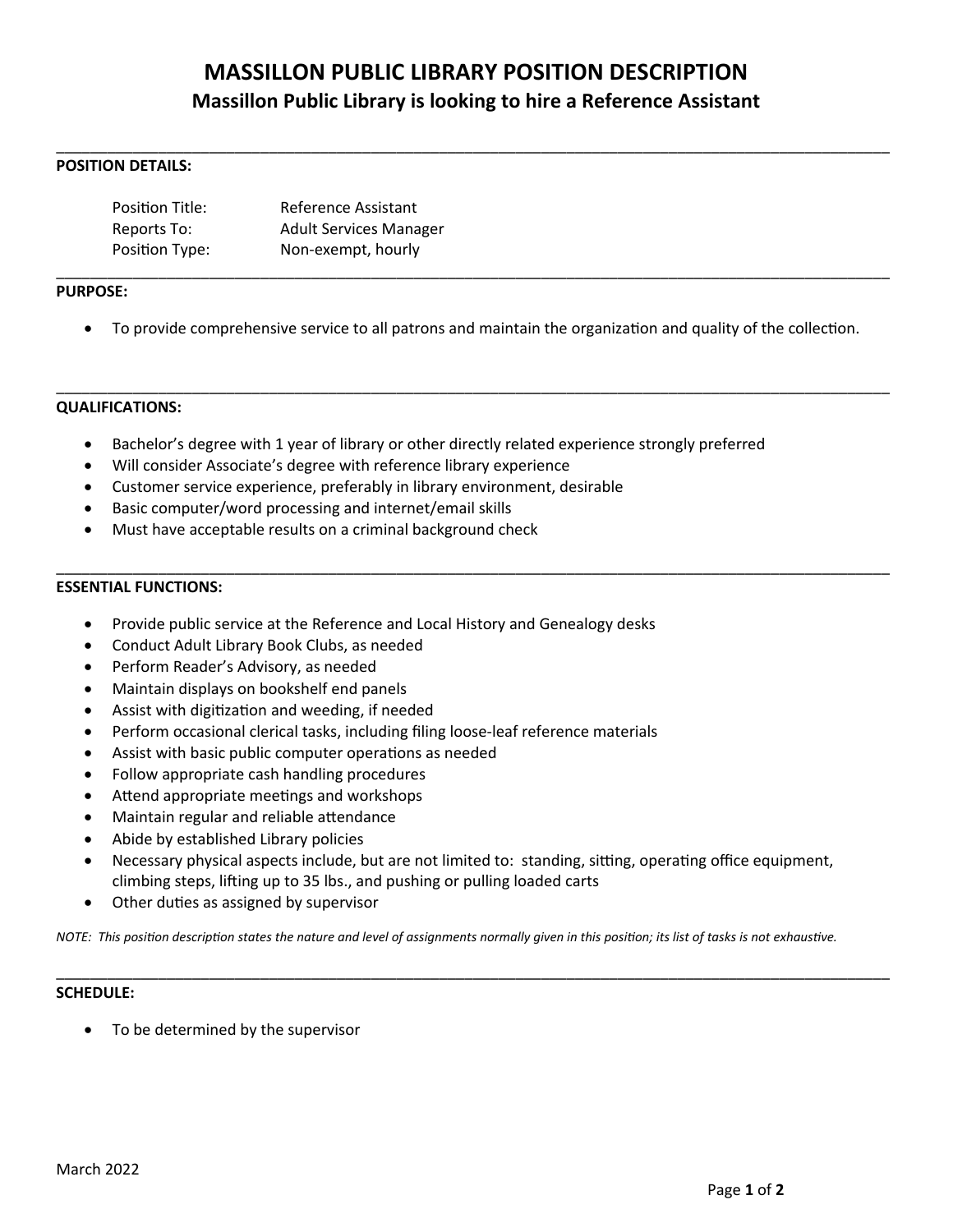# MASSILLON PUBLIC LIBRARY POSITION DESCRIPTION

## Massillon Public Library is looking to hire a Reference Assistant

---

**POSITION DETAILS:**

Position Title: Reference Assistant
Reports To: Adult Services Manager
Position Type: Non-exempt, hourly

---

**PURPOSE:**

- To provide comprehensive service to all patrons and maintain the organization and quality of the collection.

---

**QUALIFICATIONS:**

- Bachelor's degree with 1 year of library or other directly related experience strongly preferred
- Will consider Associate's degree with reference library experience
- Customer service experience, preferably in library environment, desirable
- Basic computer/word processing and internet/email skills
- Must have acceptable results on a criminal background check

---

**ESSENTIAL FUNCTIONS:**

- Provide public service at the Reference and Local History and Genealogy desks
- Conduct Adult Library Book Clubs, as needed
- Perform Reader's Advisory, as needed
- Maintain displays on bookshelf end panels
- Assist with digitization and weeding, if needed
- Perform occasional clerical tasks, including filing loose-leaf reference materials
- Assist with basic public computer operations as needed
- Follow appropriate cash handling procedures
- Attend appropriate meetings and workshops
- Maintain regular and reliable attendance
- Abide by established Library policies
- Necessary physical aspects include, but are not limited to: standing, sitting, operating office equipment, climbing steps, lifting up to 35 lbs., and pushing or pulling loaded carts
- Other duties as assigned by supervisor

*NOTE: This position description states the nature and level of assignments normally given in this position; its list of tasks is not exhaustive.*

---

**SCHEDULE:**

- To be determined by the supervisor

March 2022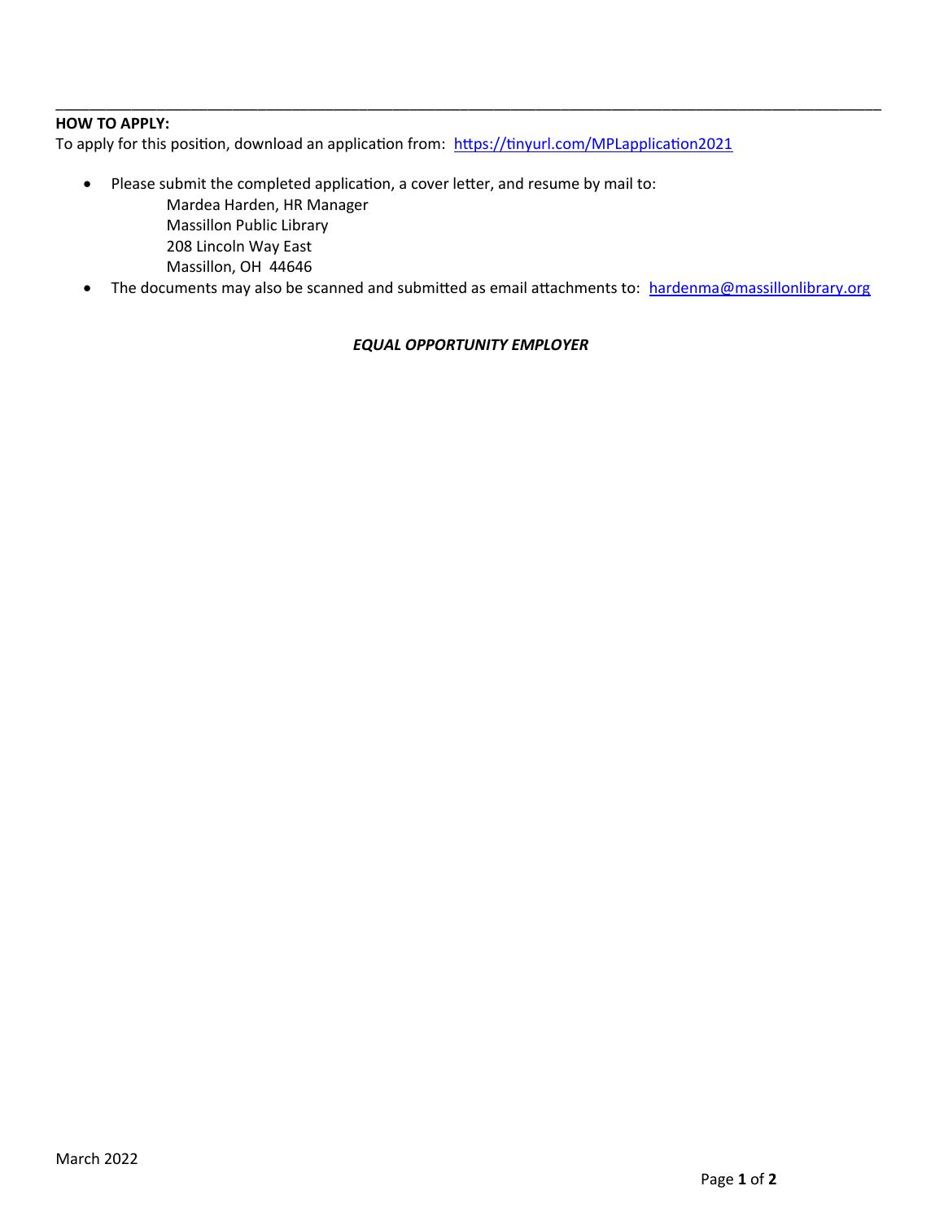---

**HOW TO APPLY:**

To apply for this position, download an application from: [https://tinyurl.com/MPLapplication2021](https://tinyurl.com/MPLapplication2021)

- Please submit the completed application, a cover letter, and resume by mail to:
  Mardea Harden, HR Manager
  Massillon Public Library
  208 Lincoln Way East
  Massillon, OH 44646
- The documents may also be scanned and submitted as email attachments to: [hardenma@massillonlibrary.org](mailto:hardenma@massillonlibrary.org)

***EQUAL OPPORTUNITY EMPLOYER***

March 2022